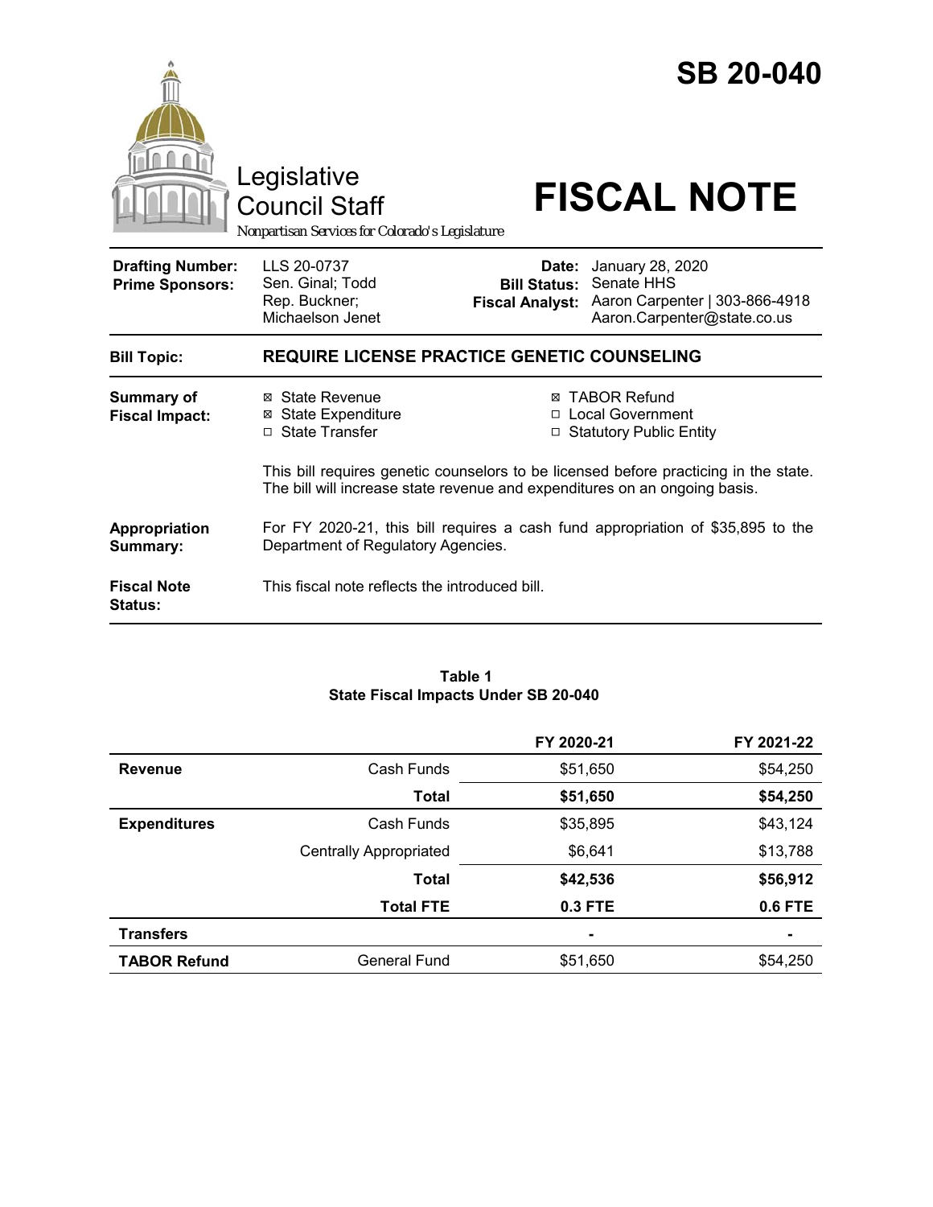# SB 20-040

Legislative Council Staff

*Nonpartisan Services for Colorado's Legislature*

# FISCAL NOTE

| | | | |
|---|---|---|---|
| **Drafting Number:** | LLS 20-0737 | **Date:** | January 28, 2020 |
| **Prime Sponsors:** | Sen. Ginal; Todd<br>Rep. Buckner; Michaelson Jenet | **Bill Status:** | Senate HHS |
| | | **Fiscal Analyst:** | Aaron Carpenter \| 303-866-4918<br>Aaron.Carpenter@state.co.us |

**Bill Topic:** **REQUIRE LICENSE PRACTICE GENETIC COUNSELING**

**Summary of Fiscal Impact:**

- ☒ State Revenue
- ☒ State Expenditure
- ☐ State Transfer
- ☒ TABOR Refund
- ☐ Local Government
- ☐ Statutory Public Entity

This bill requires genetic counselors to be licensed before practicing in the state. The bill will increase state revenue and expenditures on an ongoing basis.

**Appropriation Summary:** For FY 2020-21, this bill requires a cash fund appropriation of $35,895 to the Department of Regulatory Agencies.

**Fiscal Note Status:** This fiscal note reflects the introduced bill.

**Table 1**
**State Fiscal Impacts Under SB 20-040**

| | | FY 2020-21 | FY 2021-22 |
|---|---|---|---|
| **Revenue** | Cash Funds | $51,650 | $54,250 |
| | **Total** | **$51,650** | **$54,250** |
| **Expenditures** | Cash Funds | $35,895 | $43,124 |
| | Centrally Appropriated | $6,641 | $13,788 |
| | **Total** | **$42,536** | **$56,912** |
| | **Total FTE** | **0.3 FTE** | **0.6 FTE** |
| **Transfers** | | - | - |
| **TABOR Refund** | General Fund | $51,650 | $54,250 |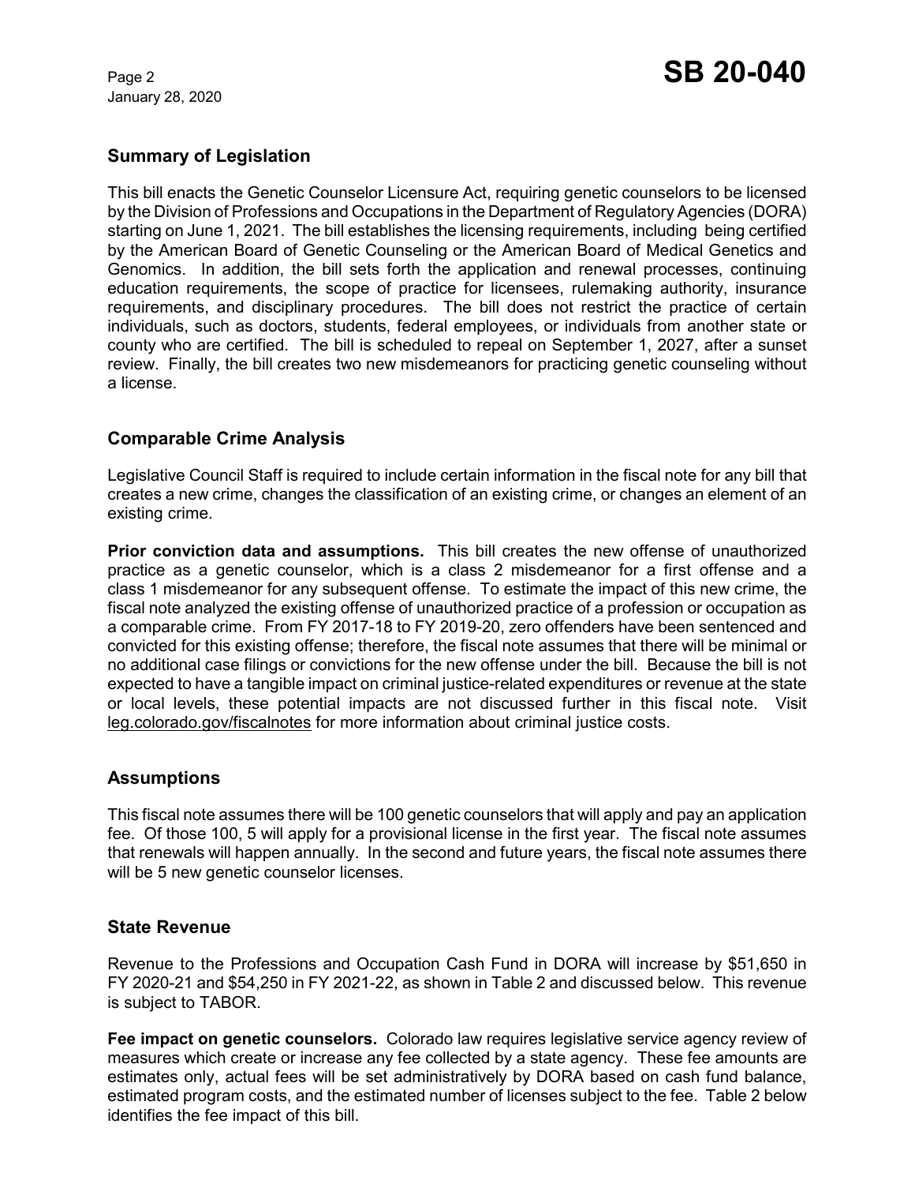## Summary of Legislation

This bill enacts the Genetic Counselor Licensure Act, requiring genetic counselors to be licensed by the Division of Professions and Occupations in the Department of Regulatory Agencies (DORA) starting on June 1, 2021. The bill establishes the licensing requirements, including being certified by the American Board of Genetic Counseling or the American Board of Medical Genetics and Genomics. In addition, the bill sets forth the application and renewal processes, continuing education requirements, the scope of practice for licensees, rulemaking authority, insurance requirements, and disciplinary procedures. The bill does not restrict the practice of certain individuals, such as doctors, students, federal employees, or individuals from another state or county who are certified. The bill is scheduled to repeal on September 1, 2027, after a sunset review. Finally, the bill creates two new misdemeanors for practicing genetic counseling without a license.

## Comparable Crime Analysis

Legislative Council Staff is required to include certain information in the fiscal note for any bill that creates a new crime, changes the classification of an existing crime, or changes an element of an existing crime.

**Prior conviction data and assumptions.** This bill creates the new offense of unauthorized practice as a genetic counselor, which is a class 2 misdemeanor for a first offense and a class 1 misdemeanor for any subsequent offense. To estimate the impact of this new crime, the fiscal note analyzed the existing offense of unauthorized practice of a profession or occupation as a comparable crime. From FY 2017-18 to FY 2019-20, zero offenders have been sentenced and convicted for this existing offense; therefore, the fiscal note assumes that there will be minimal or no additional case filings or convictions for the new offense under the bill. Because the bill is not expected to have a tangible impact on criminal justice-related expenditures or revenue at the state or local levels, these potential impacts are not discussed further in this fiscal note. Visit leg.colorado.gov/fiscalnotes for more information about criminal justice costs.

## Assumptions

This fiscal note assumes there will be 100 genetic counselors that will apply and pay an application fee. Of those 100, 5 will apply for a provisional license in the first year. The fiscal note assumes that renewals will happen annually. In the second and future years, the fiscal note assumes there will be 5 new genetic counselor licenses.

## State Revenue

Revenue to the Professions and Occupation Cash Fund in DORA will increase by $51,650 in FY 2020-21 and $54,250 in FY 2021-22, as shown in Table 2 and discussed below. This revenue is subject to TABOR.

**Fee impact on genetic counselors.** Colorado law requires legislative service agency review of measures which create or increase any fee collected by a state agency. These fee amounts are estimates only, actual fees will be set administratively by DORA based on cash fund balance, estimated program costs, and the estimated number of licenses subject to the fee. Table 2 below identifies the fee impact of this bill.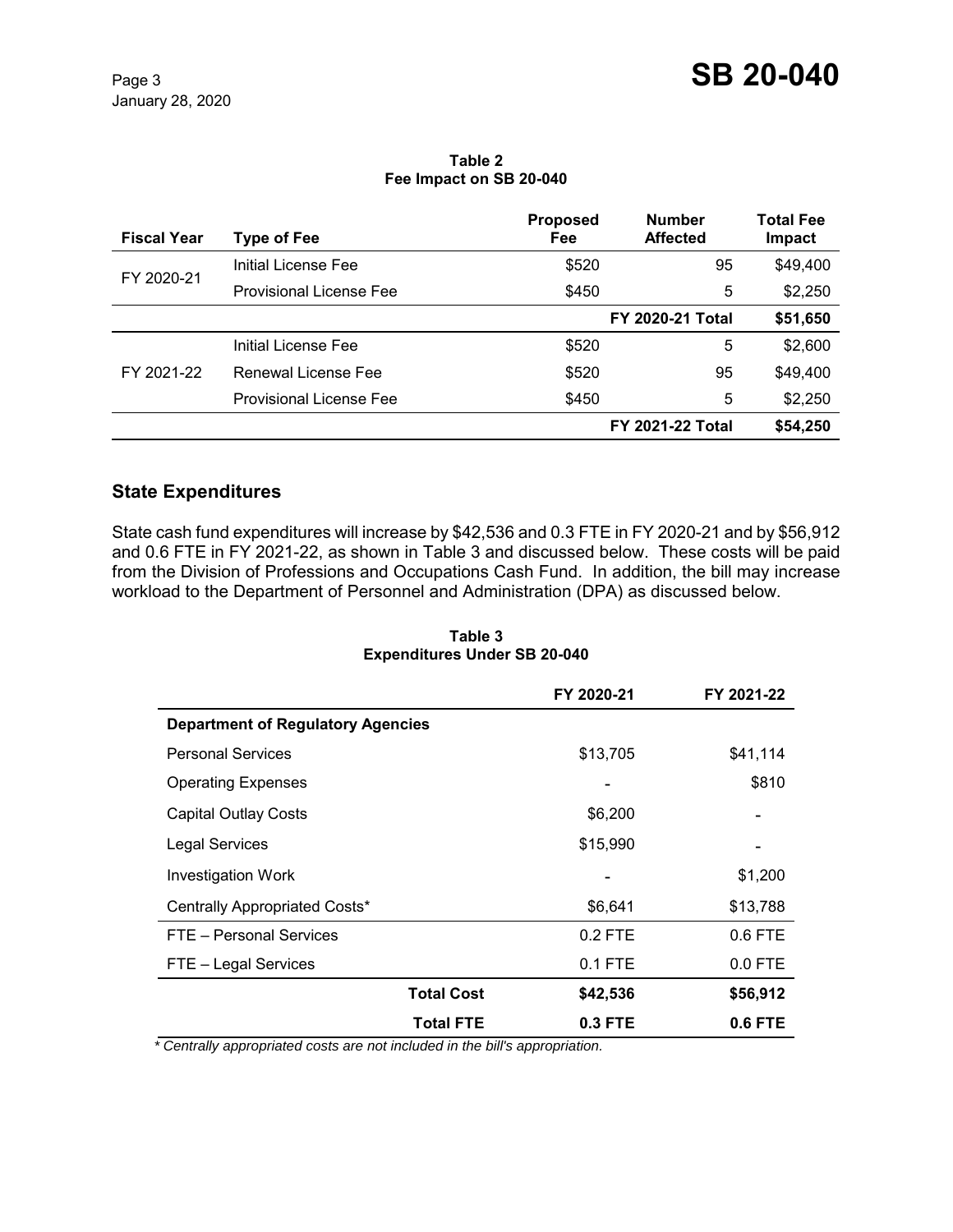**Table 2**
**Fee Impact on SB 20-040**

| Fiscal Year | Type of Fee | Proposed Fee | Number Affected | Total Fee Impact |
|---|---|---|---|---|
| FY 2020-21 | Initial License Fee | $520 | 95 | $49,400 |
| | Provisional License Fee | $450 | 5 | $2,250 |
| | | | **FY 2020-21 Total** | **$51,650** |
| FY 2021-22 | Initial License Fee | $520 | 5 | $2,600 |
| | Renewal License Fee | $520 | 95 | $49,400 |
| | Provisional License Fee | $450 | 5 | $2,250 |
| | | | **FY 2021-22 Total** | **$54,250** |

## State Expenditures

State cash fund expenditures will increase by $42,536 and 0.3 FTE in FY 2020-21 and by $56,912 and 0.6 FTE in FY 2021-22, as shown in Table 3 and discussed below. These costs will be paid from the Division of Professions and Occupations Cash Fund. In addition, the bill may increase workload to the Department of Personnel and Administration (DPA) as discussed below.

**Table 3**
**Expenditures Under SB 20-040**

| | FY 2020-21 | FY 2021-22 |
|---|---|---|
| **Department of Regulatory Agencies** | | |
| Personal Services | $13,705 | $41,114 |
| Operating Expenses | - | $810 |
| Capital Outlay Costs | $6,200 | - |
| Legal Services | $15,990 | - |
| Investigation Work | - | $1,200 |
| Centrally Appropriated Costs* | $6,641 | $13,788 |
| FTE – Personal Services | 0.2 FTE | 0.6 FTE |
| FTE – Legal Services | 0.1 FTE | 0.0 FTE |
| **Total Cost** | **$42,536** | **$56,912** |
| **Total FTE** | **0.3 FTE** | **0.6 FTE** |

*\* Centrally appropriated costs are not included in the bill's appropriation.*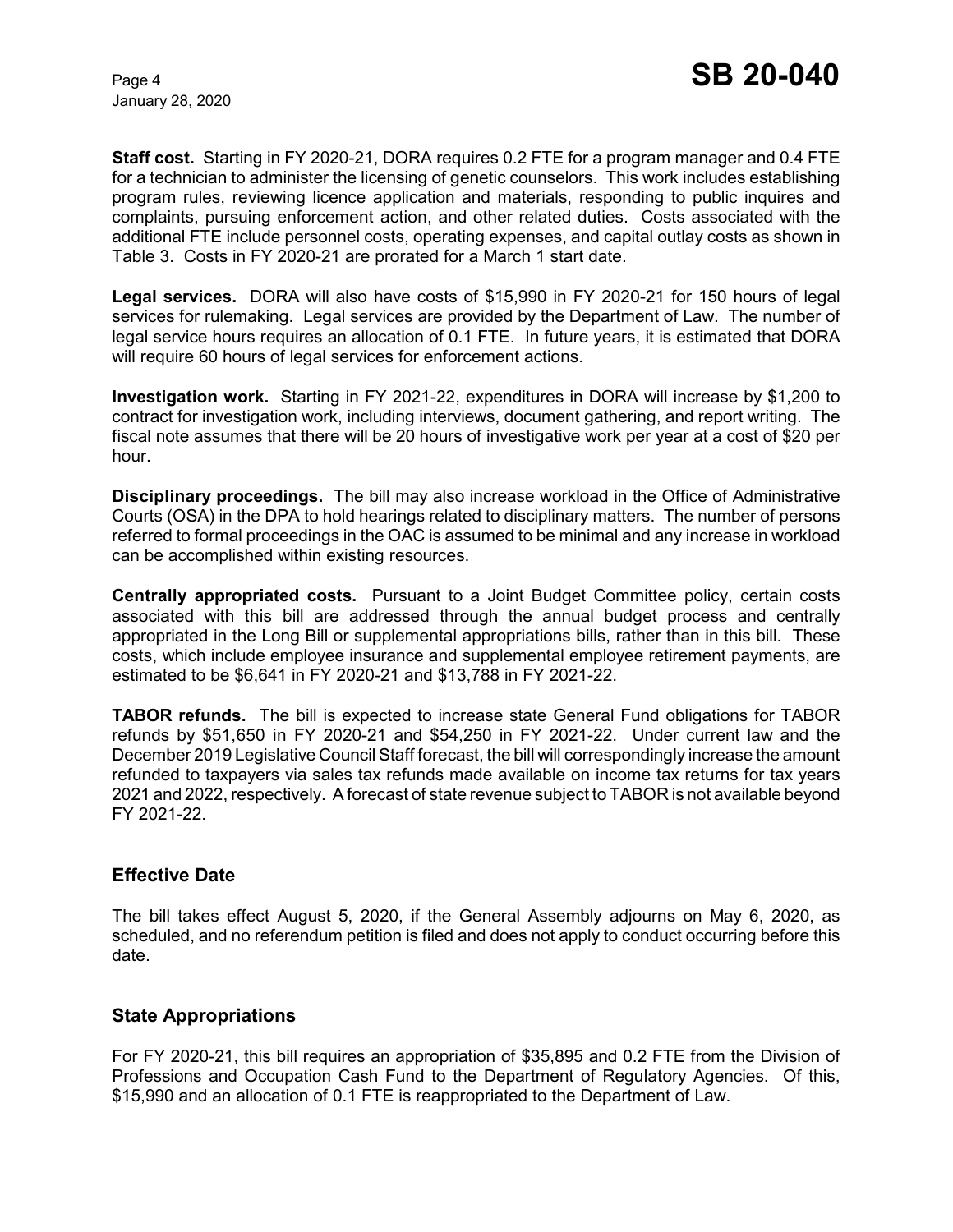**Staff cost.** Starting in FY 2020-21, DORA requires 0.2 FTE for a program manager and 0.4 FTE for a technician to administer the licensing of genetic counselors. This work includes establishing program rules, reviewing licence application and materials, responding to public inquires and complaints, pursuing enforcement action, and other related duties. Costs associated with the additional FTE include personnel costs, operating expenses, and capital outlay costs as shown in Table 3. Costs in FY 2020-21 are prorated for a March 1 start date.

**Legal services.** DORA will also have costs of $15,990 in FY 2020-21 for 150 hours of legal services for rulemaking. Legal services are provided by the Department of Law. The number of legal service hours requires an allocation of 0.1 FTE. In future years, it is estimated that DORA will require 60 hours of legal services for enforcement actions.

**Investigation work.** Starting in FY 2021-22, expenditures in DORA will increase by $1,200 to contract for investigation work, including interviews, document gathering, and report writing. The fiscal note assumes that there will be 20 hours of investigative work per year at a cost of $20 per hour.

**Disciplinary proceedings.** The bill may also increase workload in the Office of Administrative Courts (OSA) in the DPA to hold hearings related to disciplinary matters. The number of persons referred to formal proceedings in the OAC is assumed to be minimal and any increase in workload can be accomplished within existing resources.

**Centrally appropriated costs.** Pursuant to a Joint Budget Committee policy, certain costs associated with this bill are addressed through the annual budget process and centrally appropriated in the Long Bill or supplemental appropriations bills, rather than in this bill. These costs, which include employee insurance and supplemental employee retirement payments, are estimated to be $6,641 in FY 2020-21 and $13,788 in FY 2021-22.

**TABOR refunds.** The bill is expected to increase state General Fund obligations for TABOR refunds by $51,650 in FY 2020-21 and $54,250 in FY 2021-22. Under current law and the December 2019 Legislative Council Staff forecast, the bill will correspondingly increase the amount refunded to taxpayers via sales tax refunds made available on income tax returns for tax years 2021 and 2022, respectively. A forecast of state revenue subject to TABOR is not available beyond FY 2021-22.

## Effective Date

The bill takes effect August 5, 2020, if the General Assembly adjourns on May 6, 2020, as scheduled, and no referendum petition is filed and does not apply to conduct occurring before this date.

## State Appropriations

For FY 2020-21, this bill requires an appropriation of $35,895 and 0.2 FTE from the Division of Professions and Occupation Cash Fund to the Department of Regulatory Agencies. Of this, $15,990 and an allocation of 0.1 FTE is reappropriated to the Department of Law.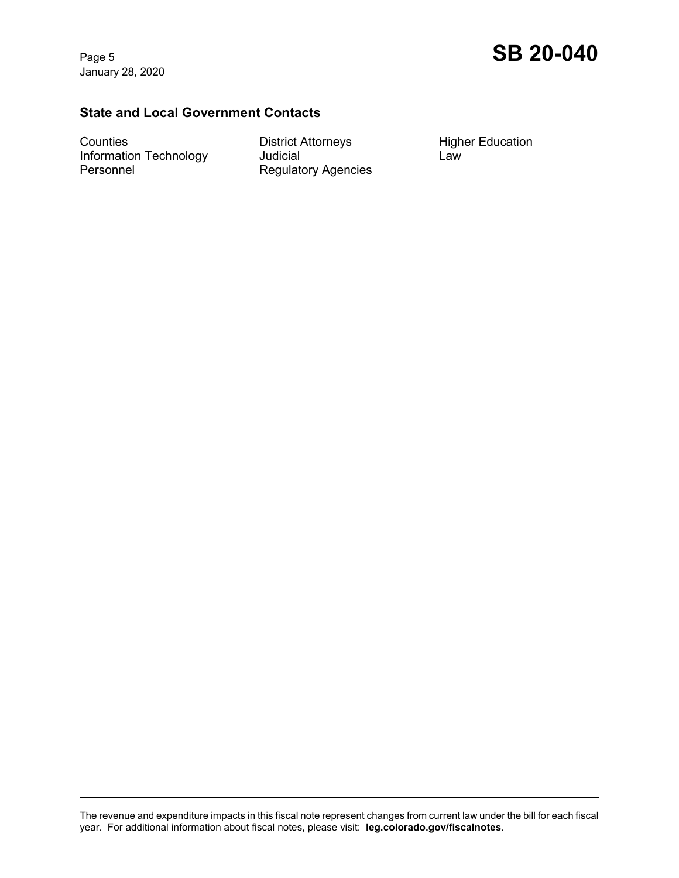### State and Local Government Contacts

| | | |
|---|---|---|
| Counties | District Attorneys | Higher Education |
| Information Technology | Judicial | Law |
| Personnel | Regulatory Agencies | |

---

The revenue and expenditure impacts in this fiscal note represent changes from current law under the bill for each fiscal year. For additional information about fiscal notes, please visit: **leg.colorado.gov/fiscalnotes**.